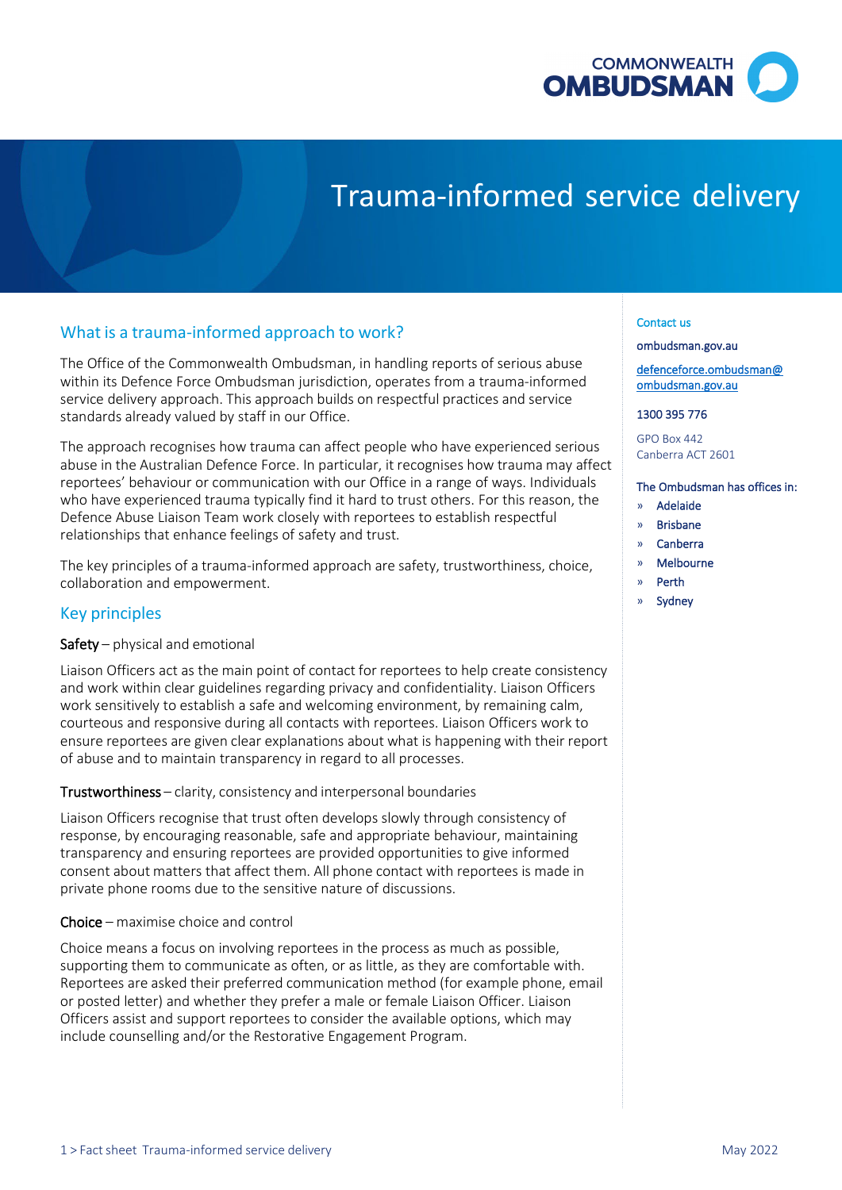# Trauma-informed service delivery

## What is a trauma-informed approach to work?

The Office of the Commonwealth Ombudsman, in handling reports of serious abuse within its Defence Force Ombudsman jurisdiction, operates from a trauma-informed service delivery approach. This approach builds on respectful practices and service standards already valued by staff in our Office.

The approach recognises how trauma can affect people who have experienced serious abuse in the Australian Defence Force. In particular, it recognises how trauma may affect reportees' behaviour or communication with our Office in a range of ways. Individuals who have experienced trauma typically find it hard to trust others. For this reason, the Defence Abuse Liaison Team work closely with reportees to establish respectful relationships that enhance feelings of safety and trust.

The key principles of a trauma-informed approach are safety, trustworthiness, choice, collaboration and empowerment.

## Key principles

**Safety** – physical and emotional

Liaison Officers act as the main point of contact for reportees to help create consistency and work within clear guidelines regarding privacy and confidentiality. Liaison Officers work sensitively to establish a safe and welcoming environment, by remaining calm, courteous and responsive during all contacts with reportees. Liaison Officers work to ensure reportees are given clear explanations about what is happening with their report of abuse and to maintain transparency in regard to all processes.

**Trustworthiness** – clarity, consistency and interpersonal boundaries

Liaison Officers recognise that trust often develops slowly through consistency of response, by encouraging reasonable, safe and appropriate behaviour, maintaining transparency and ensuring reportees are provided opportunities to give informed consent about matters that affect them. All phone contact with reportees is made in private phone rooms due to the sensitive nature of discussions.

**Choice** – maximise choice and control

Choice means a focus on involving reportees in the process as much as possible, supporting them to communicate as often, or as little, as they are comfortable with. Reportees are asked their preferred communication method (for example phone, email or posted letter) and whether they prefer a male or female Liaison Officer. Liaison Officers assist and support reportees to consider the available options, which may include counselling and/or the Restorative Engagement Program.

**Contact us**

ombudsman.gov.au

defenceforce.ombudsman@ombudsman.gov.au

1300 395 776

GPO Box 442
Canberra ACT 2601

**The Ombudsman has offices in:**

- Adelaide
- Brisbane
- Canberra
- Melbourne
- Perth
- Sydney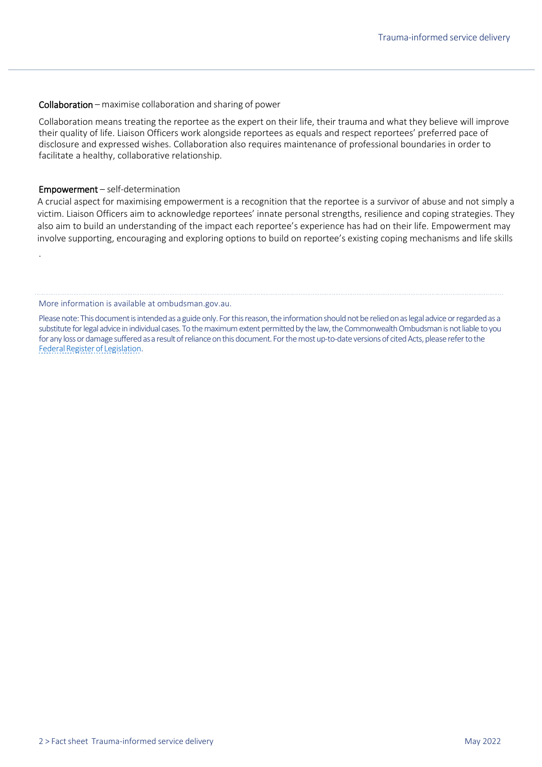**Collaboration** – maximise collaboration and sharing of power

Collaboration means treating the reportee as the expert on their life, their trauma and what they believe will improve their quality of life. Liaison Officers work alongside reportees as equals and respect reportees' preferred pace of disclosure and expressed wishes. Collaboration also requires maintenance of professional boundaries in order to facilitate a healthy, collaborative relationship.

**Empowerment** – self-determination

A crucial aspect for maximising empowerment is a recognition that the reportee is a survivor of abuse and not simply a victim. Liaison Officers aim to acknowledge reportees' innate personal strengths, resilience and coping strategies. They also aim to build an understanding of the impact each reportee's experience has had on their life. Empowerment may involve supporting, encouraging and exploring options to build on reportee's existing coping mechanisms and life skills

.

---

More information is available at ombudsman.gov.au.

Please note: This document is intended as a guide only. For this reason, the information should not be relied on as legal advice or regarded as a substitute for legal advice in individual cases. To the maximum extent permitted by the law, the Commonwealth Ombudsman is not liable to you for any loss or damage suffered as a result of reliance on this document. For the most up-to-date versions of cited Acts, please refer to the Federal Register of Legislation.